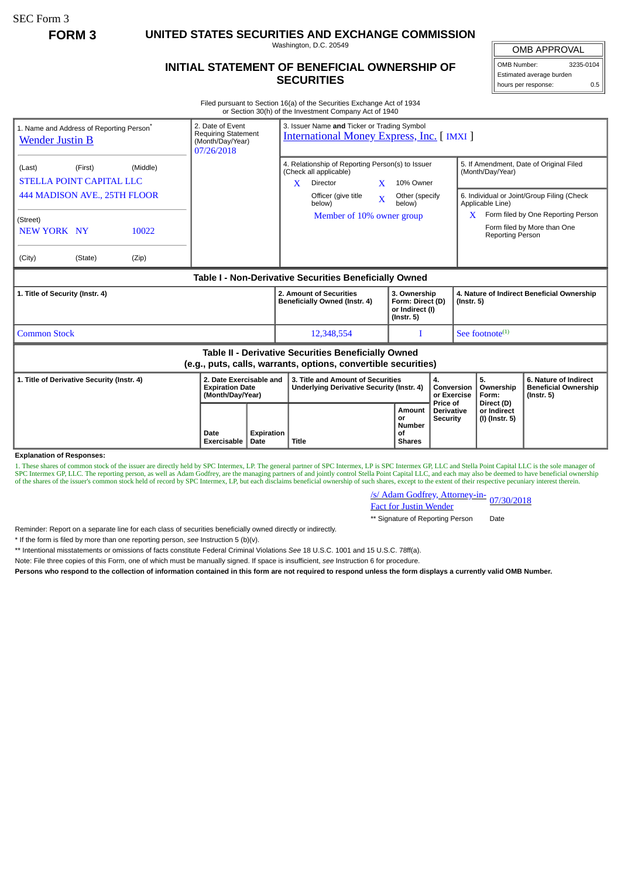SEC Form 3

**FORM 3**

# UNITED STATES SECURITIES AND EXCHANGE COMMISSION

Washington, D.C. 20549

## INITIAL STATEMENT OF BENEFICIAL OWNERSHIP OF SECURITIES

| OMB APPROVAL | |
|---|---|
| OMB Number: | 3235-0104 |
| Estimated average burden | |
| hours per response: | 0.5 |

Filed pursuant to Section 16(a) of the Securities Exchange Act of 1934
or Section 30(h) of the Investment Company Act of 1940

1. Name and Address of Reporting Person*
Wender Justin B

(Last) (First) (Middle)
STELLA POINT CAPITAL LLC
444 MADISON AVE., 25TH FLOOR

(Street)
NEW YORK NY 10022

(City) (State) (Zip)

2. Date of Event Requiring Statement (Month/Day/Year)
07/26/2018

3. Issuer Name **and** Ticker or Trading Symbol
International Money Express, Inc. [ IMXI ]

4. Relationship of Reporting Person(s) to Issuer (Check all applicable)
- X Director
- X 10% Owner
- Officer (give title below)
- X Other (specify below)

Member of 10% owner group

5. If Amendment, Date of Original Filed (Month/Day/Year)

6. Individual or Joint/Group Filing (Check Applicable Line)
- X Form filed by One Reporting Person
- Form filed by More than One Reporting Person

### Table I - Non-Derivative Securities Beneficially Owned

| 1. Title of Security (Instr. 4) | 2. Amount of Securities Beneficially Owned (Instr. 4) | 3. Ownership Form: Direct (D) or Indirect (I) (Instr. 5) | 4. Nature of Indirect Beneficial Ownership (Instr. 5) |
|---|---|---|---|
| Common Stock | 12,348,554 | I | See footnote[(1)] |

### Table II - Derivative Securities Beneficially Owned (e.g., puts, calls, warrants, options, convertible securities)

| 1. Title of Derivative Security (Instr. 4) | 2. Date Exercisable and Expiration Date (Month/Day/Year) | | 3. Title and Amount of Securities Underlying Derivative Security (Instr. 4) | | 4. Conversion or Exercise Price of Derivative Security | 5. Ownership Form: Direct (D) or Indirect (I) (Instr. 5) | 6. Nature of Indirect Beneficial Ownership (Instr. 5) |
|---|---|---|---|---|---|---|---|
| | Date Exercisable | Expiration Date | Title | Amount or Number of Shares | | | |

**Explanation of Responses:**

1. These shares of common stock of the issuer are directly held by SPC Intermex, LP. The general partner of SPC Intermex, LP is SPC Intermex GP, LLC and Stella Point Capital LLC is the sole manager of SPC Intermex GP, LLC. The reporting person, as well as Adam Godfrey, are the managing partners of and jointly control Stella Point Capital LLC, and each may also be deemed to have beneficial ownership of the shares of the issuer's common stock held of record by SPC Intermex, LP, but each disclaims beneficial ownership of such shares, except to the extent of their respective pecuniary interest therein.

/s/ Adam Godfrey, Attorney-in-Fact for Justin Wender — 07/30/2018

** Signature of Reporting Person — Date

Reminder: Report on a separate line for each class of securities beneficially owned directly or indirectly.

* If the form is filed by more than one reporting person, *see* Instruction 5 (b)(v).

** Intentional misstatements or omissions of facts constitute Federal Criminal Violations *See* 18 U.S.C. 1001 and 15 U.S.C. 78ff(a).

Note: File three copies of this Form, one of which must be manually signed. If space is insufficient, *see* Instruction 6 for procedure.

**Persons who respond to the collection of information contained in this form are not required to respond unless the form displays a currently valid OMB Number.**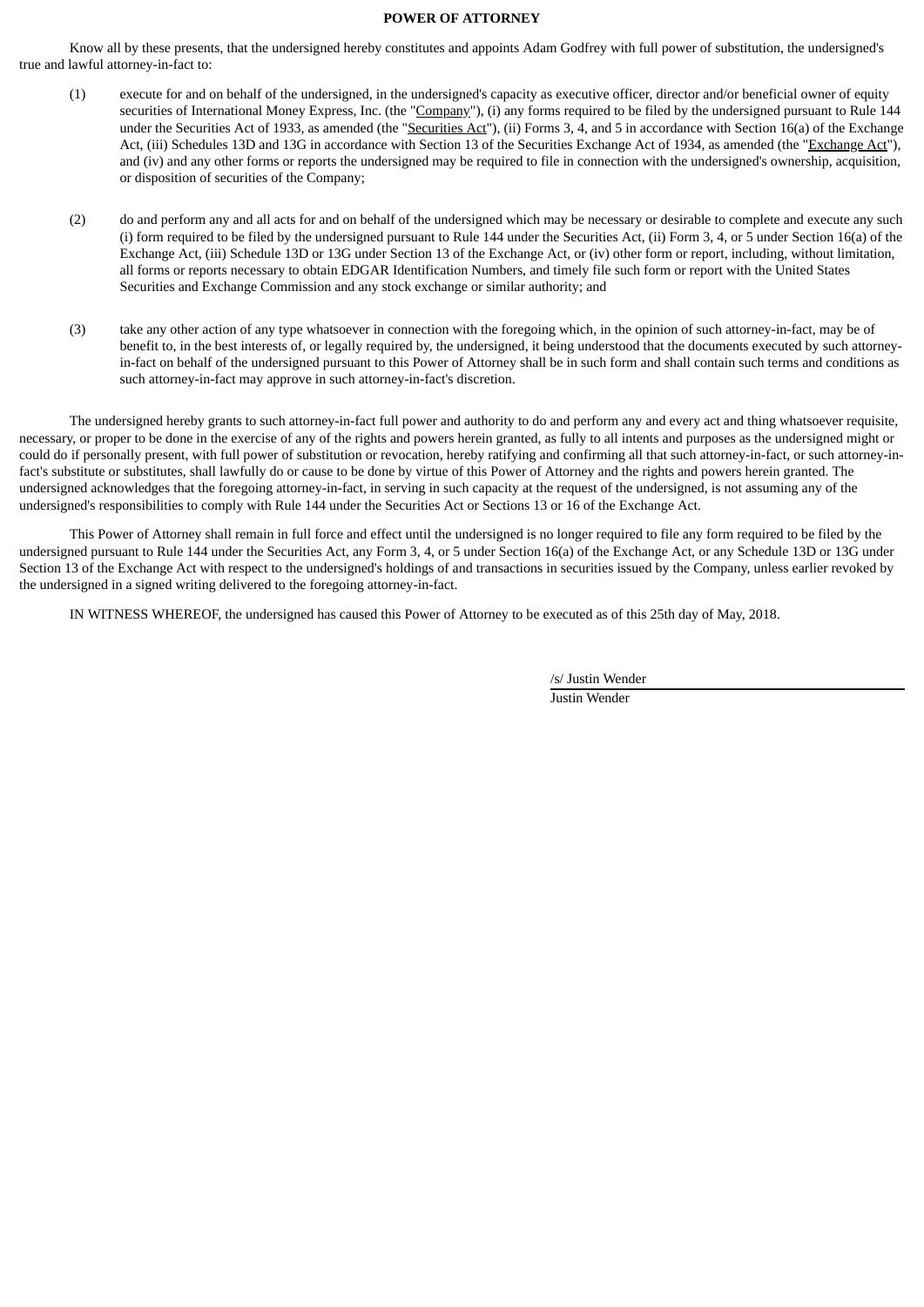**POWER OF ATTORNEY**

Know all by these presents, that the undersigned hereby constitutes and appoints Adam Godfrey with full power of substitution, the undersigned's true and lawful attorney-in-fact to:

(1) execute for and on behalf of the undersigned, in the undersigned's capacity as executive officer, director and/or beneficial owner of equity securities of International Money Express, Inc. (the "Company"), (i) any forms required to be filed by the undersigned pursuant to Rule 144 under the Securities Act of 1933, as amended (the "Securities Act"), (ii) Forms 3, 4, and 5 in accordance with Section 16(a) of the Exchange Act, (iii) Schedules 13D and 13G in accordance with Section 13 of the Securities Exchange Act of 1934, as amended (the "Exchange Act"), and (iv) and any other forms or reports the undersigned may be required to file in connection with the undersigned's ownership, acquisition, or disposition of securities of the Company;

(2) do and perform any and all acts for and on behalf of the undersigned which may be necessary or desirable to complete and execute any such (i) form required to be filed by the undersigned pursuant to Rule 144 under the Securities Act, (ii) Form 3, 4, or 5 under Section 16(a) of the Exchange Act, (iii) Schedule 13D or 13G under Section 13 of the Exchange Act, or (iv) other form or report, including, without limitation, all forms or reports necessary to obtain EDGAR Identification Numbers, and timely file such form or report with the United States Securities and Exchange Commission and any stock exchange or similar authority; and

(3) take any other action of any type whatsoever in connection with the foregoing which, in the opinion of such attorney-in-fact, may be of benefit to, in the best interests of, or legally required by, the undersigned, it being understood that the documents executed by such attorney-in-fact on behalf of the undersigned pursuant to this Power of Attorney shall be in such form and shall contain such terms and conditions as such attorney-in-fact may approve in such attorney-in-fact's discretion.

The undersigned hereby grants to such attorney-in-fact full power and authority to do and perform any and every act and thing whatsoever requisite, necessary, or proper to be done in the exercise of any of the rights and powers herein granted, as fully to all intents and purposes as the undersigned might or could do if personally present, with full power of substitution or revocation, hereby ratifying and confirming all that such attorney-in-fact, or such attorney-in-fact's substitute or substitutes, shall lawfully do or cause to be done by virtue of this Power of Attorney and the rights and powers herein granted. The undersigned acknowledges that the foregoing attorney-in-fact, in serving in such capacity at the request of the undersigned, is not assuming any of the undersigned's responsibilities to comply with Rule 144 under the Securities Act or Sections 13 or 16 of the Exchange Act.

This Power of Attorney shall remain in full force and effect until the undersigned is no longer required to file any form required to be filed by the undersigned pursuant to Rule 144 under the Securities Act, any Form 3, 4, or 5 under Section 16(a) of the Exchange Act, or any Schedule 13D or 13G under Section 13 of the Exchange Act with respect to the undersigned's holdings of and transactions in securities issued by the Company, unless earlier revoked by the undersigned in a signed writing delivered to the foregoing attorney-in-fact.

IN WITNESS WHEREOF, the undersigned has caused this Power of Attorney to be executed as of this 25th day of May, 2018.

/s/ Justin Wender

Justin Wender